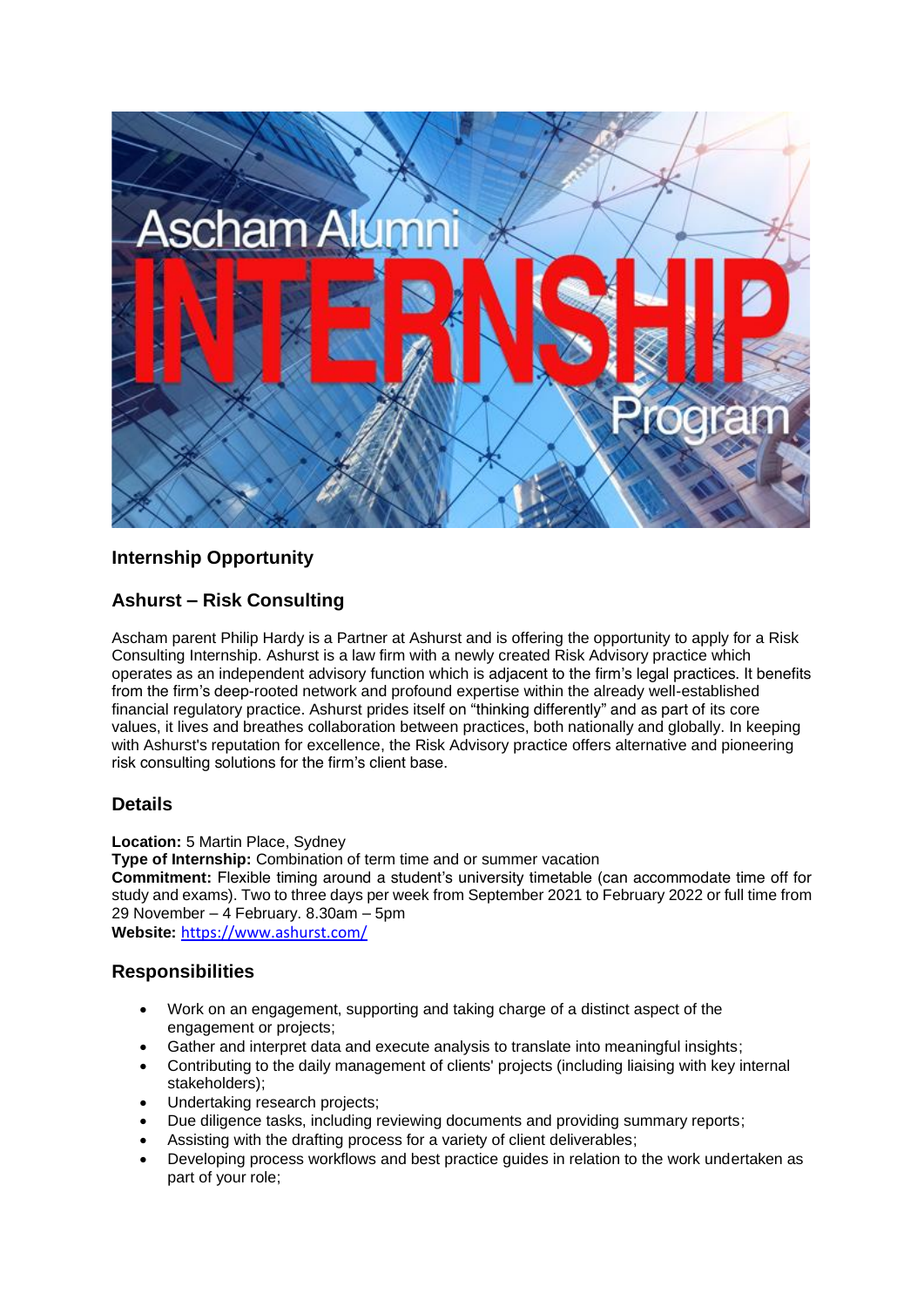## Internship Opportunity

## Ashurst – Risk Consulting

Ascham parent Philip Hardy is a Partner at Ashurst and is offering the opportunity to apply for a Risk Consulting Internship. Ashurst is a law firm with a newly created Risk Advisory practice which operates as an independent advisory function which is adjacent to the firm's legal practices. It benefits from the firm's deep-rooted network and profound expertise within the already well-established financial regulatory practice. Ashurst prides itself on "thinking differently" and as part of its core values, it lives and breathes collaboration between practices, both nationally and globally. In keeping with Ashurst's reputation for excellence, the Risk Advisory practice offers alternative and pioneering risk consulting solutions for the firm's client base.

## Details

**Location:** 5 Martin Place, Sydney
**Type of Internship:** Combination of term time and or summer vacation
**Commitment:** Flexible timing around a student's university timetable (can accommodate time off for study and exams). Two to three days per week from September 2021 to February 2022 or full time from 29 November – 4 February. 8.30am – 5pm
**Website:** https://www.ashurst.com/

## Responsibilities

- Work on an engagement, supporting and taking charge of a distinct aspect of the engagement or projects;
- Gather and interpret data and execute analysis to translate into meaningful insights;
- Contributing to the daily management of clients' projects (including liaising with key internal stakeholders);
- Undertaking research projects;
- Due diligence tasks, including reviewing documents and providing summary reports;
- Assisting with the drafting process for a variety of client deliverables;
- Developing process workflows and best practice guides in relation to the work undertaken as part of your role;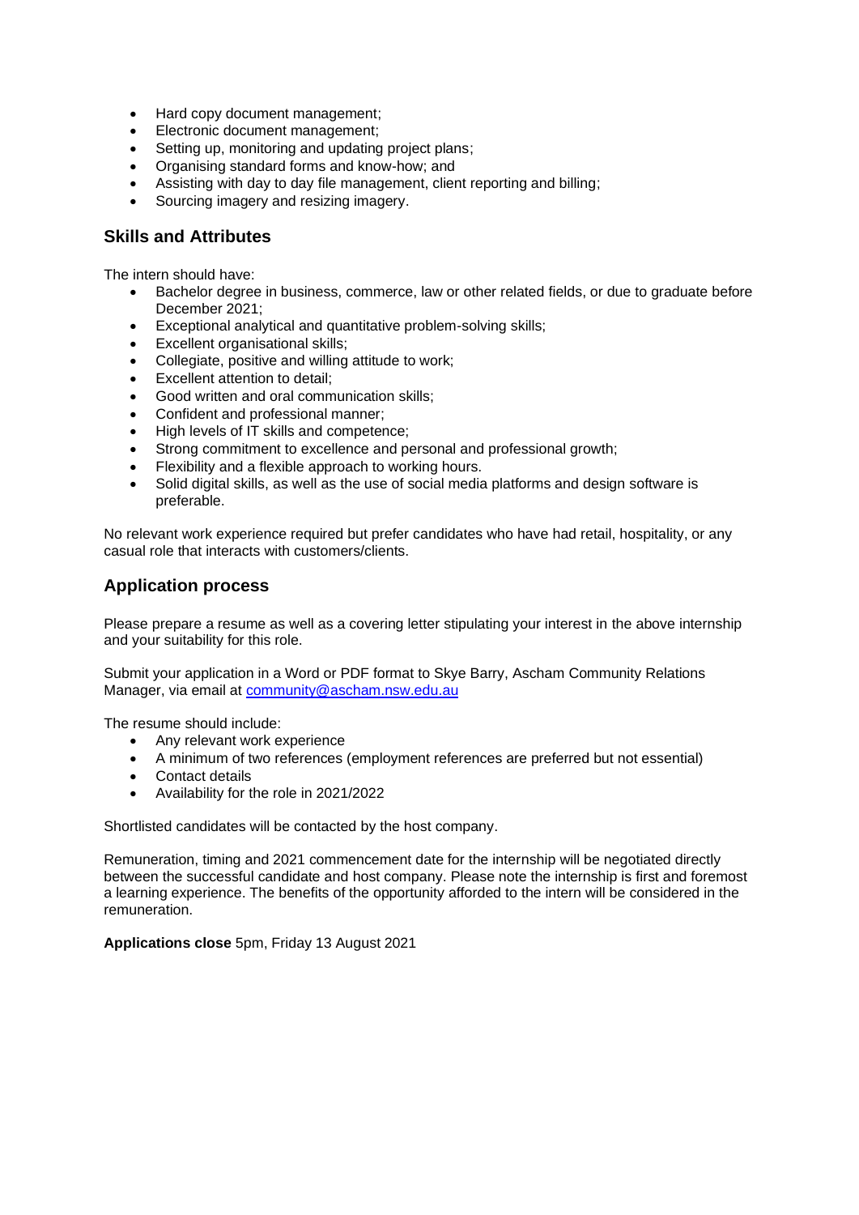- Hard copy document management;
- Electronic document management;
- Setting up, monitoring and updating project plans;
- Organising standard forms and know-how; and
- Assisting with day to day file management, client reporting and billing;
- Sourcing imagery and resizing imagery.

## Skills and Attributes

The intern should have:

- Bachelor degree in business, commerce, law or other related fields, or due to graduate before December 2021;
- Exceptional analytical and quantitative problem-solving skills;
- Excellent organisational skills;
- Collegiate, positive and willing attitude to work;
- Excellent attention to detail;
- Good written and oral communication skills;
- Confident and professional manner;
- High levels of IT skills and competence;
- Strong commitment to excellence and personal and professional growth;
- Flexibility and a flexible approach to working hours.
- Solid digital skills, as well as the use of social media platforms and design software is preferable.

No relevant work experience required but prefer candidates who have had retail, hospitality, or any casual role that interacts with customers/clients.

## Application process

Please prepare a resume as well as a covering letter stipulating your interest in the above internship and your suitability for this role.

Submit your application in a Word or PDF format to Skye Barry, Ascham Community Relations Manager, via email at community@ascham.nsw.edu.au

The resume should include:

- Any relevant work experience
- A minimum of two references (employment references are preferred but not essential)
- Contact details
- Availability for the role in 2021/2022

Shortlisted candidates will be contacted by the host company.

Remuneration, timing and 2021 commencement date for the internship will be negotiated directly between the successful candidate and host company. Please note the internship is first and foremost a learning experience. The benefits of the opportunity afforded to the intern will be considered in the remuneration.

**Applications close** 5pm, Friday 13 August 2021